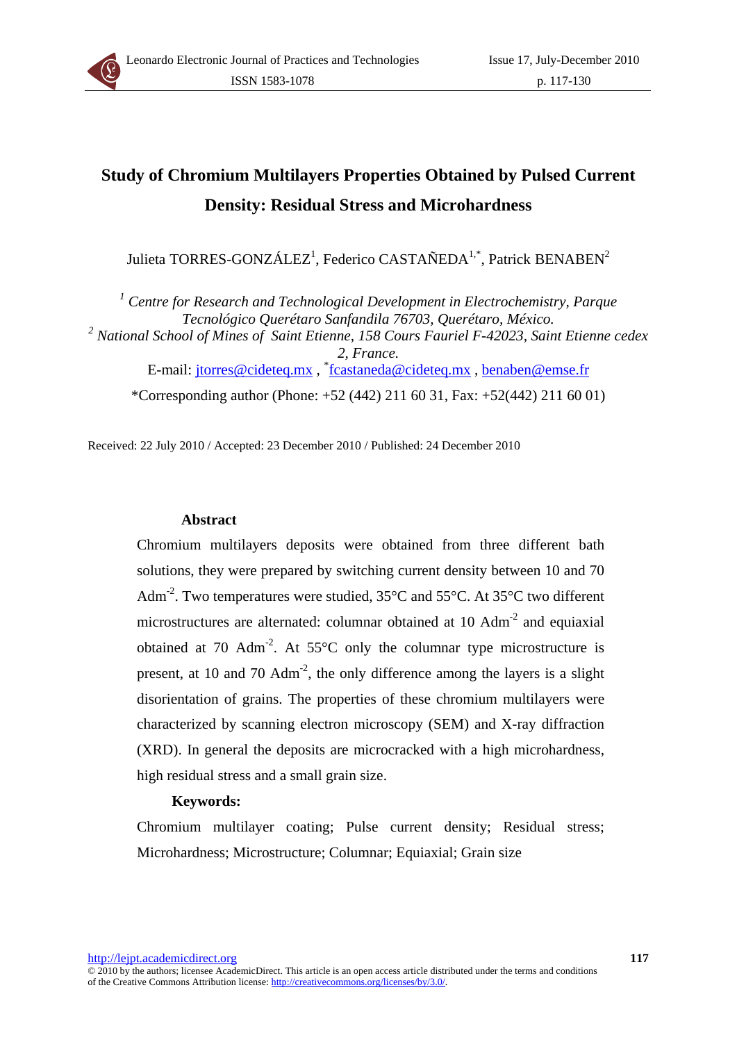# Study of Chromium Multilayers Properties Obtained by Pulsed Current Density: Residual Stress and Microhardness

Julieta TORRES-GONZÁLEZ[1], Federico CASTAÑEDA[1,*], Patrick BENABEN[2]

[1] *Centre for Research and Technological Development in Electrochemistry, Parque Tecnológico Querétaro Sanfandila 76703, Querétaro, México.*
[2] *National School of Mines of Saint Etienne, 158 Cours Fauriel F-42023, Saint Etienne cedex 2, France.*

E-mail: jtorres@cideteq.mx , *fcastaneda@cideteq.mx , benaben@emse.fr

*Corresponding author (Phone: +52 (442) 211 60 31, Fax: +52(442) 211 60 01)

Received: 22 July 2010 / Accepted: 23 December 2010 / Published: 24 December 2010

## Abstract

Chromium multilayers deposits were obtained from three different bath solutions, they were prepared by switching current density between 10 and 70 $Adm^{-2}$. Two temperatures were studied, 35°C and 55°C. At 35°C two different microstructures are alternated: columnar obtained at 10 $Adm^{-2}$ and equiaxial obtained at 70 $Adm^{-2}$. At 55°C only the columnar type microstructure is present, at 10 and 70 $Adm^{-2}$, the only difference among the layers is a slight disorientation of grains. The properties of these chromium multilayers were characterized by scanning electron microscopy (SEM) and X-ray diffraction (XRD). In general the deposits are microcracked with a high microhardness, high residual stress and a small grain size.

**Keywords:**

Chromium multilayer coating; Pulse current density; Residual stress; Microhardness; Microstructure; Columnar; Equiaxial; Grain size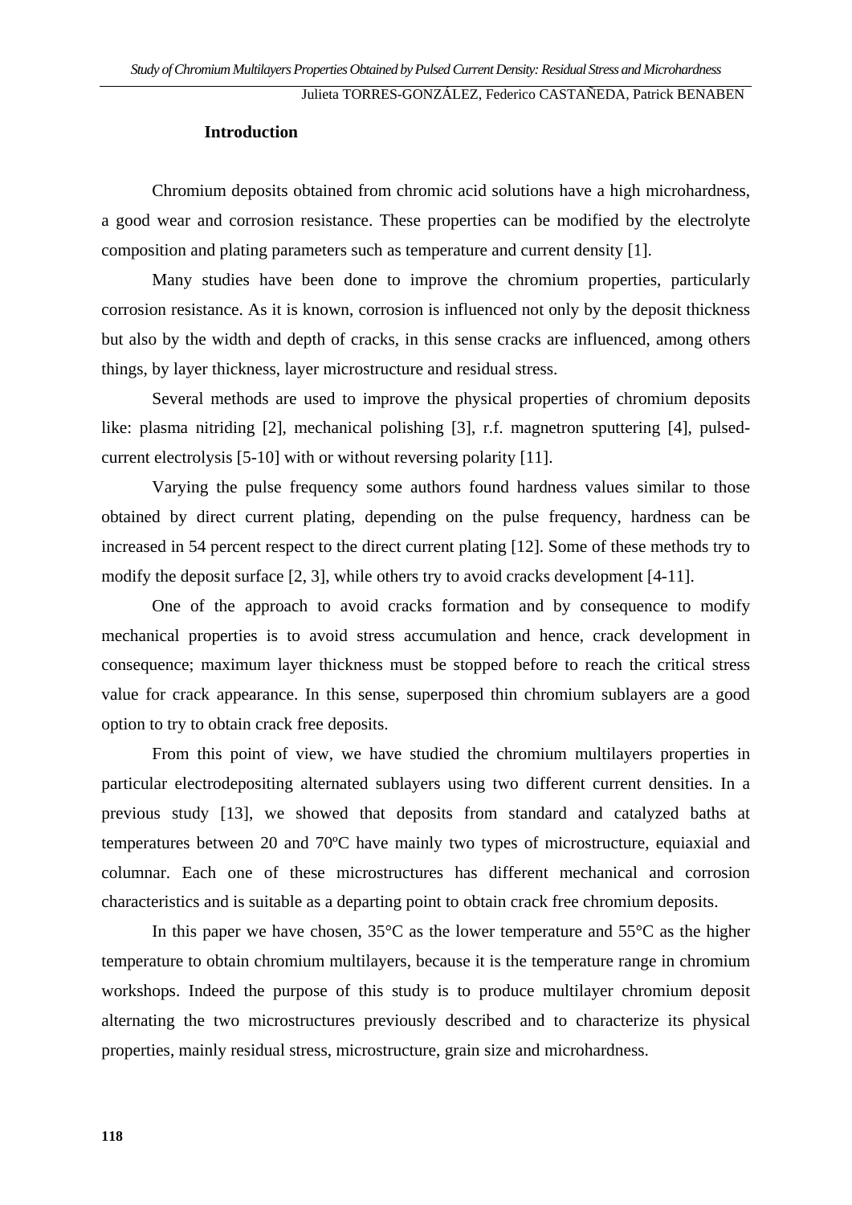## Introduction

Chromium deposits obtained from chromic acid solutions have a high microhardness, a good wear and corrosion resistance. These properties can be modified by the electrolyte composition and plating parameters such as temperature and current density [1].

Many studies have been done to improve the chromium properties, particularly corrosion resistance. As it is known, corrosion is influenced not only by the deposit thickness but also by the width and depth of cracks, in this sense cracks are influenced, among others things, by layer thickness, layer microstructure and residual stress.

Several methods are used to improve the physical properties of chromium deposits like: plasma nitriding [2], mechanical polishing [3], r.f. magnetron sputtering [4], pulsed-current electrolysis [5-10] with or without reversing polarity [11].

Varying the pulse frequency some authors found hardness values similar to those obtained by direct current plating, depending on the pulse frequency, hardness can be increased in 54 percent respect to the direct current plating [12]. Some of these methods try to modify the deposit surface [2, 3], while others try to avoid cracks development [4-11].

One of the approach to avoid cracks formation and by consequence to modify mechanical properties is to avoid stress accumulation and hence, crack development in consequence; maximum layer thickness must be stopped before to reach the critical stress value for crack appearance. In this sense, superposed thin chromium sublayers are a good option to try to obtain crack free deposits.

From this point of view, we have studied the chromium multilayers properties in particular electrodepositing alternated sublayers using two different current densities. In a previous study [13], we showed that deposits from standard and catalyzed baths at temperatures between 20 and 70ºC have mainly two types of microstructure, equiaxial and columnar. Each one of these microstructures has different mechanical and corrosion characteristics and is suitable as a departing point to obtain crack free chromium deposits.

In this paper we have chosen, 35°C as the lower temperature and 55°C as the higher temperature to obtain chromium multilayers, because it is the temperature range in chromium workshops. Indeed the purpose of this study is to produce multilayer chromium deposit alternating the two microstructures previously described and to characterize its physical properties, mainly residual stress, microstructure, grain size and microhardness.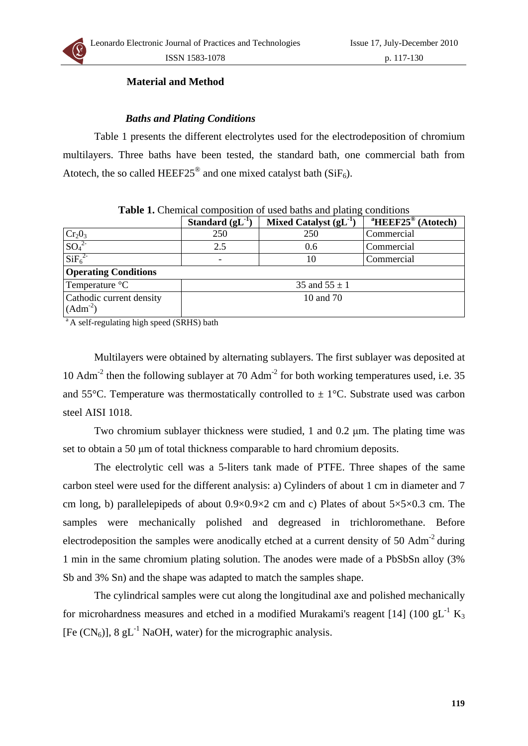## Material and Method

### *Baths and Plating Conditions*

Table 1 presents the different electrolytes used for the electrodeposition of chromium multilayers. Three baths have been tested, the standard bath, one commercial bath from Atotech, the so called HEEF25® and one mixed catalyst bath ($SiF_6$).

**Table 1.** Chemical composition of used baths and plating conditions

| | Standard ($gL^{-1}$) | Mixed Catalyst ($gL^{-1}$) | [a]HEEF25® (Atotech) |
|---|---|---|---|
| $Cr_2O_3$ | 250 | 250 | Commercial |
| $SO_4^{2-}$ | 2.5 | 0.6 | Commercial |
| $SiF_6^{2-}$ | - | 10 | Commercial |
| **Operating Conditions** | | | |
| Temperature °C | 35 and 55 ± 1 | | |
| Cathodic current density ($Adm^{-2}$) | 10 and 70 | | |

[a] A self-regulating high speed (SRHS) bath

Multilayers were obtained by alternating sublayers. The first sublayer was deposited at 10 $Adm^{-2}$ then the following sublayer at 70 $Adm^{-2}$ for both working temperatures used, i.e. 35 and 55°C. Temperature was thermostatically controlled to ± 1°C. Substrate used was carbon steel AISI 1018.

Two chromium sublayer thickness were studied, 1 and 0.2 μm. The plating time was set to obtain a 50 μm of total thickness comparable to hard chromium deposits.

The electrolytic cell was a 5-liters tank made of PTFE. Three shapes of the same carbon steel were used for the different analysis: a) Cylinders of about 1 cm in diameter and 7 cm long, b) parallelepipeds of about 0.9×0.9×2 cm and c) Plates of about 5×5×0.3 cm. The samples were mechanically polished and degreased in trichloromethane. Before electrodeposition the samples were anodically etched at a current density of 50 $Adm^{-2}$ during 1 min in the same chromium plating solution. The anodes were made of a PbSbSn alloy (3% Sb and 3% Sn) and the shape was adapted to match the samples shape.

The cylindrical samples were cut along the longitudinal axe and polished mechanically for microhardness measures and etched in a modified Murakami's reagent [14] (100 $gL^{-1}$ $K_3[Fe(CN_6)]$, 8 $gL^{-1}$ NaOH, water) for the micrographic analysis.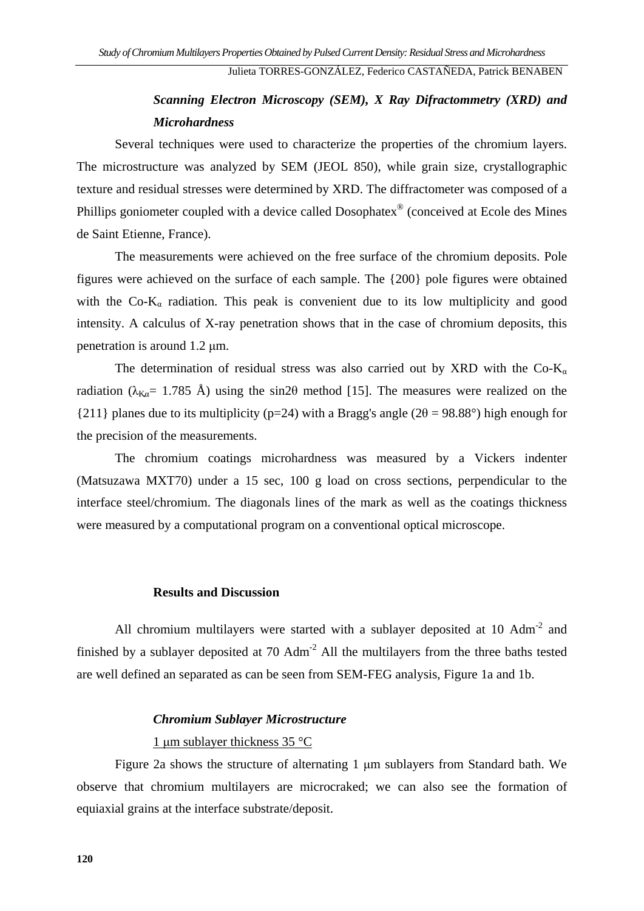### *Scanning Electron Microscopy (SEM), X Ray Difractommetry (XRD) and Microhardness*

Several techniques were used to characterize the properties of the chromium layers. The microstructure was analyzed by SEM (JEOL 850), while grain size, crystallographic texture and residual stresses were determined by XRD. The diffractometer was composed of a Phillips goniometer coupled with a device called Dosophatex® (conceived at Ecole des Mines de Saint Etienne, France).

The measurements were achieved on the free surface of the chromium deposits. Pole figures were achieved on the surface of each sample. The {200} pole figures were obtained with the Co-$K_\alpha$ radiation. This peak is convenient due to its low multiplicity and good intensity. A calculus of X-ray penetration shows that in the case of chromium deposits, this penetration is around 1.2 μm.

The determination of residual stress was also carried out by XRD with the Co-$K_\alpha$ radiation ($\lambda_{K\alpha}$= 1.785 Å) using the sin2θ method [15]. The measures were realized on the {211} planes due to its multiplicity (p=24) with a Bragg's angle (2θ = 98.88°) high enough for the precision of the measurements.

The chromium coatings microhardness was measured by a Vickers indenter (Matsuzawa MXT70) under a 15 sec, 100 g load on cross sections, perpendicular to the interface steel/chromium. The diagonals lines of the mark as well as the coatings thickness were measured by a computational program on a conventional optical microscope.

## Results and Discussion

All chromium multilayers were started with a sublayer deposited at 10 $Adm^{-2}$ and finished by a sublayer deposited at 70 $Adm^{-2}$ All the multilayers from the three baths tested are well defined an separated as can be seen from SEM-FEG analysis, Figure 1a and 1b.

### *Chromium Sublayer Microstructure*

1 μm sublayer thickness 35 °C

Figure 2a shows the structure of alternating 1 μm sublayers from Standard bath. We observe that chromium multilayers are microcraked; we can also see the formation of equiaxial grains at the interface substrate/deposit.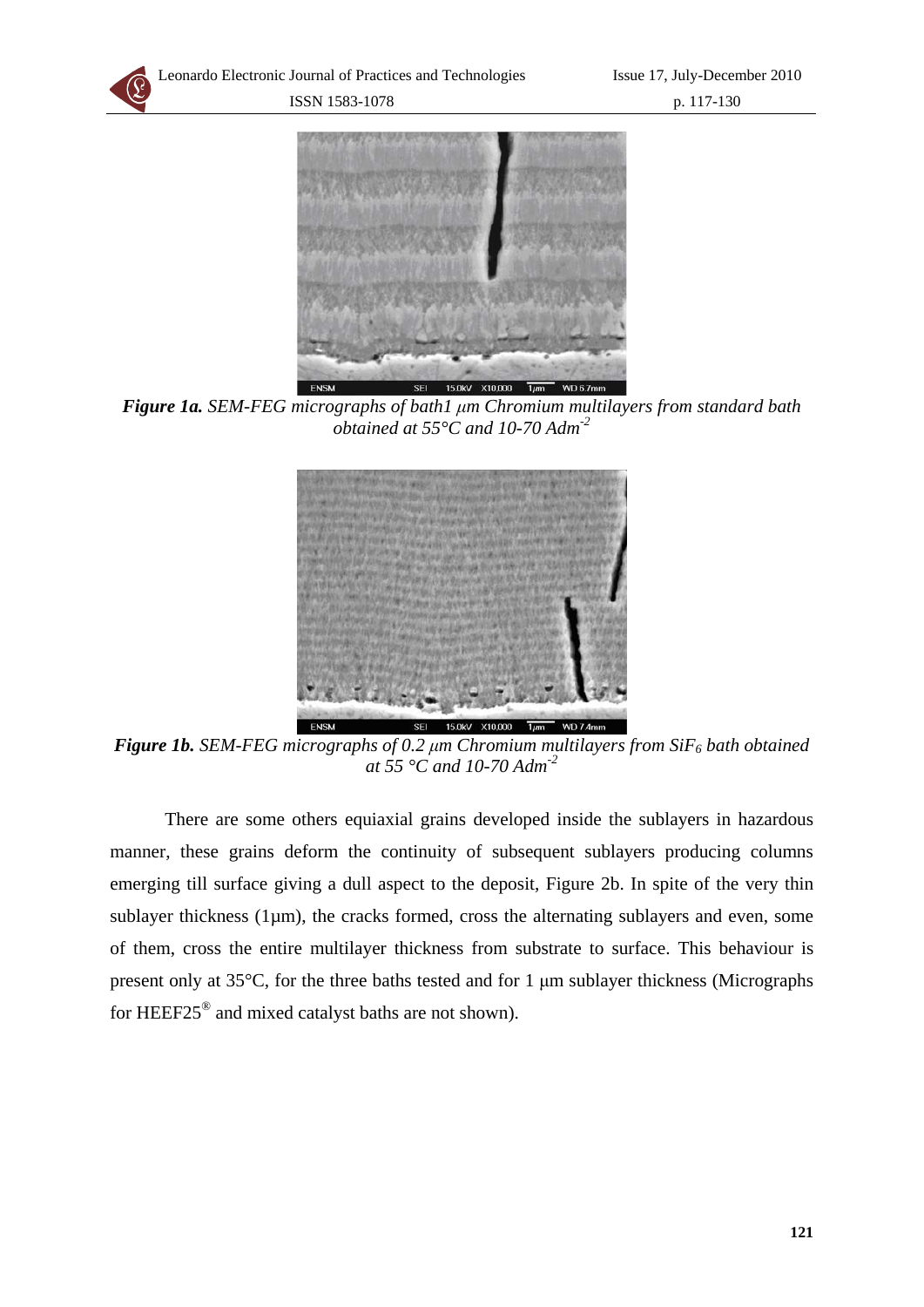**Figure 1a.** *SEM-FEG micrographs of bath1 μm Chromium multilayers from standard bath obtained at 55°C and 10-70 Adm$^{-2}$*

**Figure 1b.** *SEM-FEG micrographs of 0.2 μm Chromium multilayers from $SiF_6$ bath obtained at 55 °C and 10-70 Adm$^{-2}$*

There are some others equiaxial grains developed inside the sublayers in hazardous manner, these grains deform the continuity of subsequent sublayers producing columns emerging till surface giving a dull aspect to the deposit, Figure 2b. In spite of the very thin sublayer thickness (1μm), the cracks formed, cross the alternating sublayers and even, some of them, cross the entire multilayer thickness from substrate to surface. This behaviour is present only at 35°C, for the three baths tested and for 1 μm sublayer thickness (Micrographs for HEEF25® and mixed catalyst baths are not shown).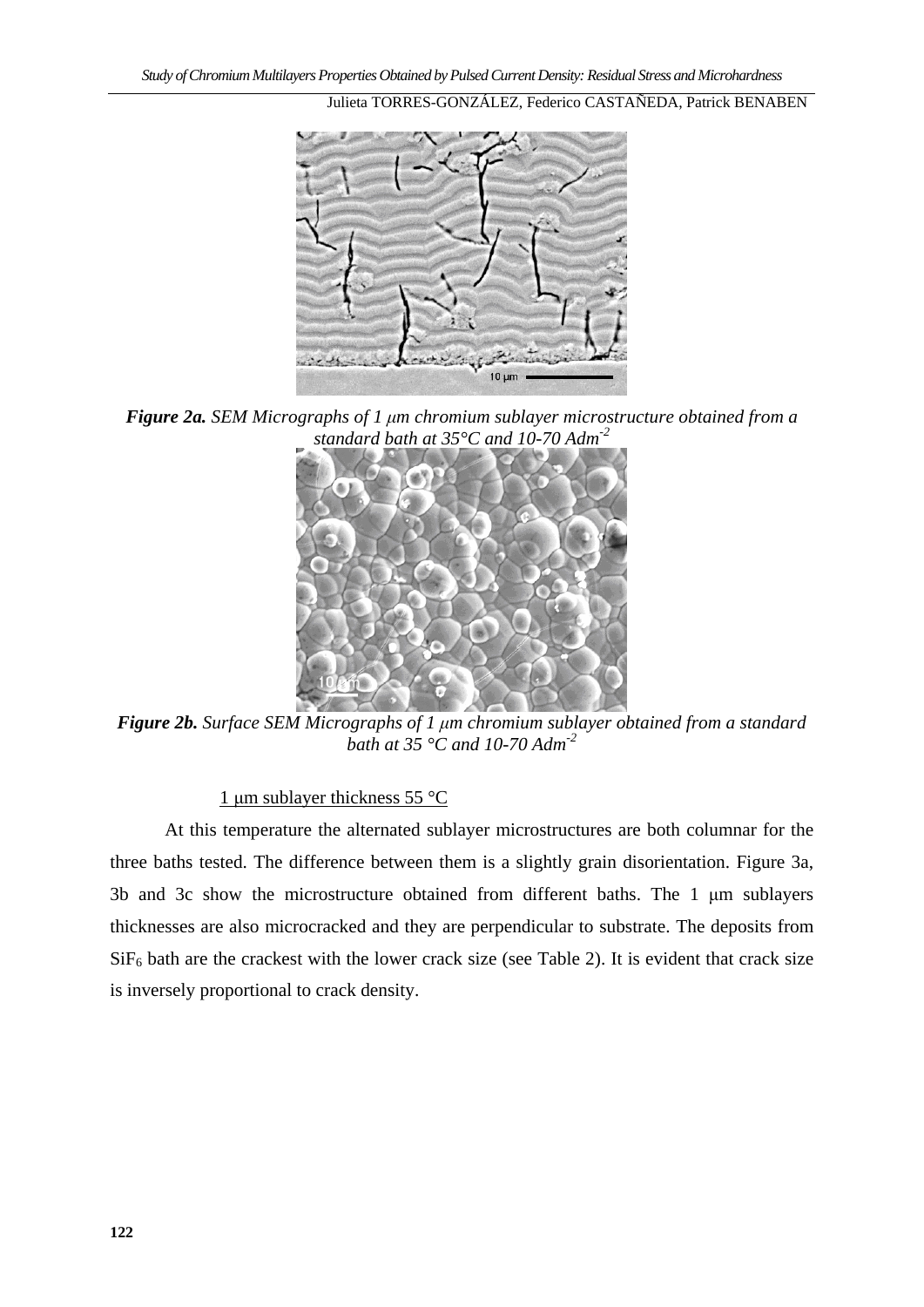*Figure 2a.* *SEM Micrographs of 1 μm chromium sublayer microstructure obtained from a standard bath at 35°C and 10-70 Adm$^{-2}$*

*Figure 2b.* *Surface SEM Micrographs of 1 μm chromium sublayer obtained from a standard bath at 35 °C and 10-70 Adm$^{-2}$*

1 μm sublayer thickness 55 °C

At this temperature the alternated sublayer microstructures are both columnar for the three baths tested. The difference between them is a slightly grain disorientation. Figure 3a, 3b and 3c show the microstructure obtained from different baths. The 1 μm sublayers thicknesses are also microcracked and they are perpendicular to substrate. The deposits from $SiF_6$ bath are the crackest with the lower crack size (see Table 2). It is evident that crack size is inversely proportional to crack density.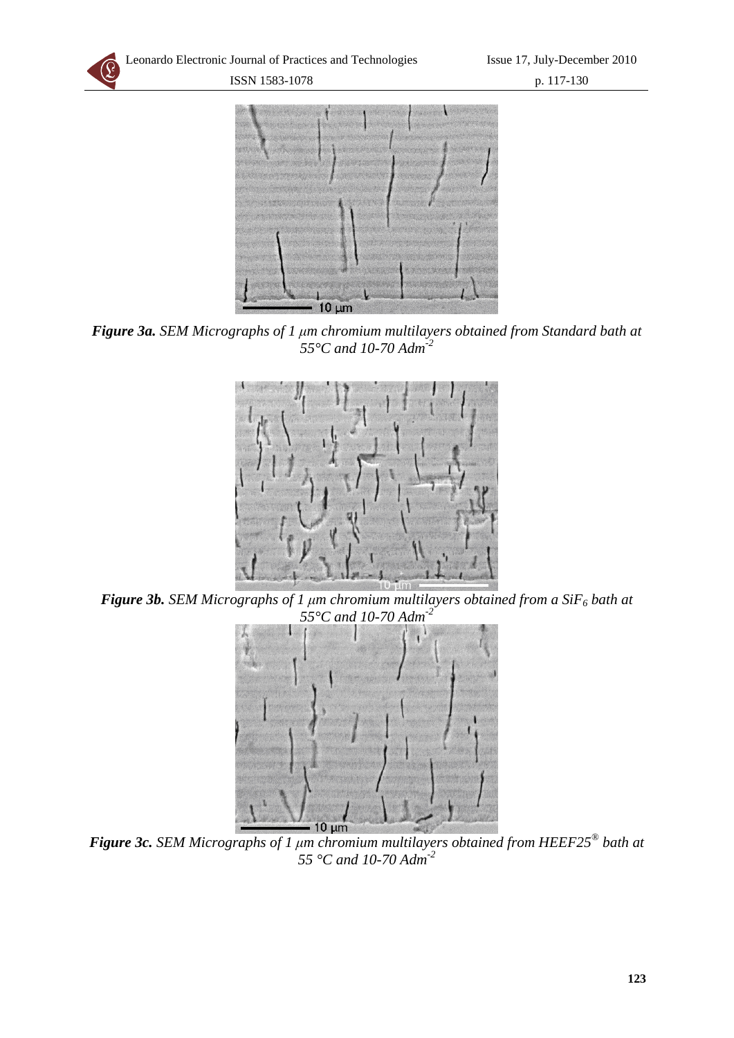10 µm

***Figure 3a.*** *SEM Micrographs of 1 μm chromium multilayers obtained from Standard bath at 55°C and 10-70 Adm$^{-2}$*

10 µm

***Figure 3b.*** *SEM Micrographs of 1 μm chromium multilayers obtained from a $SiF_6$ bath at 55°C and 10-70 Adm$^{-2}$*

10 µm

***Figure 3c.*** *SEM Micrographs of 1 μm chromium multilayers obtained from HEEF25® bath at 55 °C and 10-70 Adm$^{-2}$*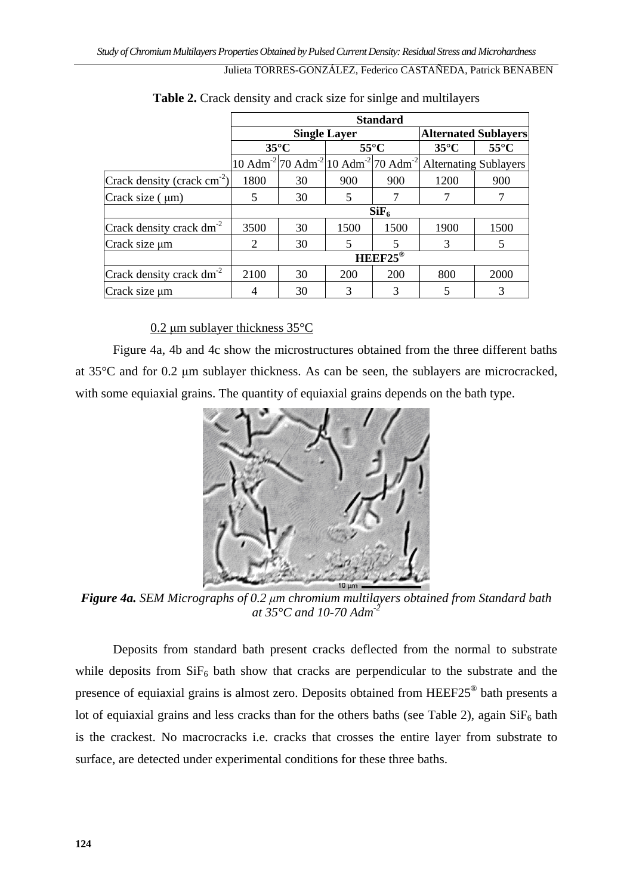**Table 2.** Crack density and crack size for sinlge and multilayers

| | Standard | | | | | |
|---|---|---|---|---|---|---|
| | Single Layer | | | | Alternated Sublayers | |
| | 35°C | | 55°C | | 35°C | 55°C |
| | 10 $Adm^{-2}$ | 70 $Adm^{-2}$ | 10 $Adm^{-2}$ | 70 $Adm^{-2}$ | Alternating Sublayers | |
| Crack density (crack $cm^{-2}$) | 1800 | 30 | 900 | 900 | 1200 | 900 |
| Crack size ( μm) | 5 | 30 | 5 | 7 | 7 | 7 |
| | $SiF_6$ | | | | | |
| Crack density crack $dm^{-2}$ | 3500 | 30 | 1500 | 1500 | 1900 | 1500 |
| Crack size μm | 2 | 30 | 5 | 5 | 3 | 5 |
| | HEEF25® | | | | | |
| Crack density crack $dm^{-2}$ | 2100 | 30 | 200 | 200 | 800 | 2000 |
| Crack size μm | 4 | 30 | 3 | 3 | 5 | 3 |

0.2 μm sublayer thickness 35°C

Figure 4a, 4b and 4c show the microstructures obtained from the three different baths at 35°C and for 0.2 μm sublayer thickness. As can be seen, the sublayers are microcracked, with some equiaxial grains. The quantity of equiaxial grains depends on the bath type.

10 μm

***Figure 4a.*** *SEM Micrographs of 0.2 μm chromium multilayers obtained from Standard bath at 35°C and 10-70 Adm$^{-2}$*

Deposits from standard bath present cracks deflected from the normal to substrate while deposits from $SiF_6$ bath show that cracks are perpendicular to the substrate and the presence of equiaxial grains is almost zero. Deposits obtained from HEEF25® bath presents a lot of equiaxial grains and less cracks than for the others baths (see Table 2), again $SiF_6$ bath is the crackest. No macrocracks i.e. cracks that crosses the entire layer from substrate to surface, are detected under experimental conditions for these three baths.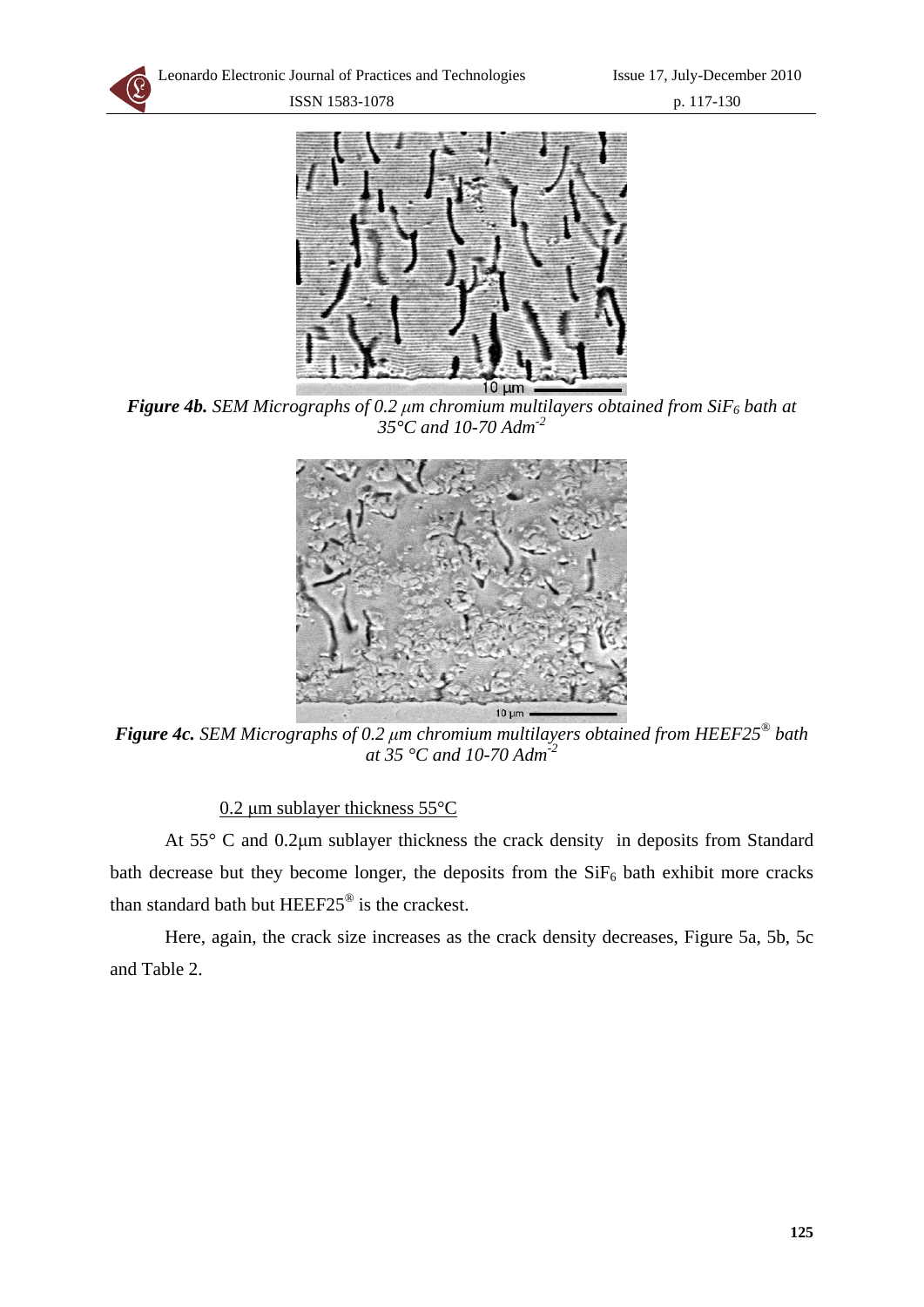**Figure 4b.** *SEM Micrographs of 0.2 μm chromium multilayers obtained from $SiF_6$ bath at 35°C and 10-70 $Adm^{-2}$*

**Figure 4c.** *SEM Micrographs of 0.2 μm chromium multilayers obtained from HEEF25® bath at 35 °C and 10-70 $Adm^{-2}$*

0.2 μm sublayer thickness 55°C

At 55° C and 0.2μm sublayer thickness the crack density in deposits from Standard bath decrease but they become longer, the deposits from the $SiF_6$ bath exhibit more cracks than standard bath but HEEF25® is the crackest.

Here, again, the crack size increases as the crack density decreases, Figure 5a, 5b, 5c and Table 2.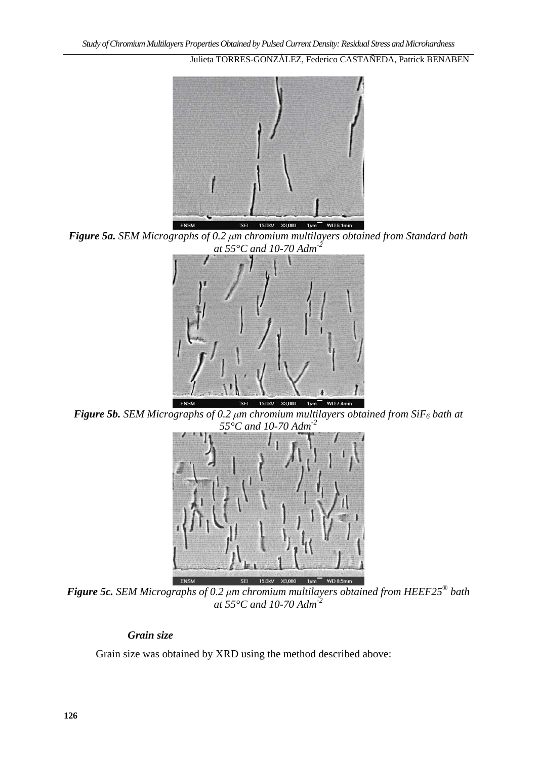*Figure 5a. SEM Micrographs of 0.2 $\mu$m chromium multilayers obtained from Standard bath at 55°C and 10-70 $Adm^{-2}$*

*Figure 5b. SEM Micrographs of 0.2 $\mu$m chromium multilayers obtained from $SiF_6$ bath at 55°C and 10-70 $Adm^{-2}$*

*Figure 5c. SEM Micrographs of 0.2 $\mu$m chromium multilayers obtained from HEEF25® bath at 55°C and 10-70 $Adm^{-2}$*

### *Grain size*

Grain size was obtained by XRD using the method described above: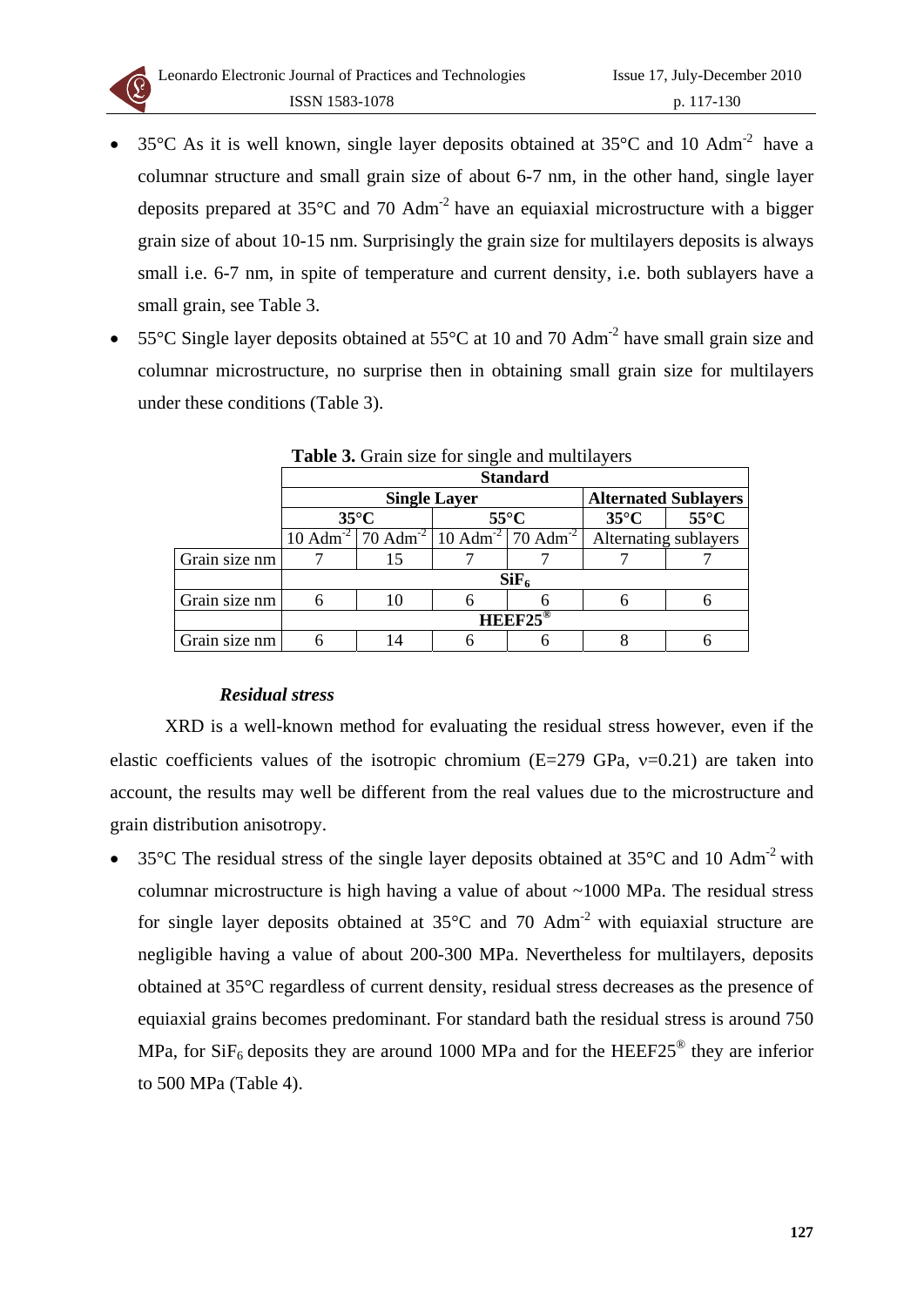- 35°C As it is well known, single layer deposits obtained at 35°C and 10 $Adm^{-2}$ have a columnar structure and small grain size of about 6-7 nm, in the other hand, single layer deposits prepared at 35°C and 70 $Adm^{-2}$ have an equiaxial microstructure with a bigger grain size of about 10-15 nm. Surprisingly the grain size for multilayers deposits is always small i.e. 6-7 nm, in spite of temperature and current density, i.e. both sublayers have a small grain, see Table 3.
- 55°C Single layer deposits obtained at 55°C at 10 and 70 $Adm^{-2}$ have small grain size and columnar microstructure, no surprise then in obtaining small grain size for multilayers under these conditions (Table 3).

**Table 3.** Grain size for single and multilayers

| | Standard | | | | | |
|---|---|---|---|---|---|---|
| | **Single Layer** | | | | **Alternated Sublayers** | |
| | **35°C** | | **55°C** | | **35°C** | **55°C** |
| | 10 $Adm^{-2}$ | 70 $Adm^{-2}$ | 10 $Adm^{-2}$ | 70 $Adm^{-2}$ | Alternating sublayers | |
| Grain size nm | 7 | 15 | 7 | 7 | 7 | 7 |
| | **$SiF_6$** | | | | | |
| Grain size nm | 6 | 10 | 6 | 6 | 6 | 6 |
| | **HEEF25®** | | | | | |
| Grain size nm | 6 | 14 | 6 | 6 | 8 | 6 |

### *Residual stress*

XRD is a well-known method for evaluating the residual stress however, even if the elastic coefficients values of the isotropic chromium (E=279 GPa, ν=0.21) are taken into account, the results may well be different from the real values due to the microstructure and grain distribution anisotropy.

- 35°C The residual stress of the single layer deposits obtained at 35°C and 10 $Adm^{-2}$ with columnar microstructure is high having a value of about ~1000 MPa. The residual stress for single layer deposits obtained at 35°C and 70 $Adm^{-2}$ with equiaxial structure are negligible having a value of about 200-300 MPa. Nevertheless for multilayers, deposits obtained at 35°C regardless of current density, residual stress decreases as the presence of equiaxial grains becomes predominant. For standard bath the residual stress is around 750 MPa, for $SiF_6$ deposits they are around 1000 MPa and for the HEEF25® they are inferior to 500 MPa (Table 4).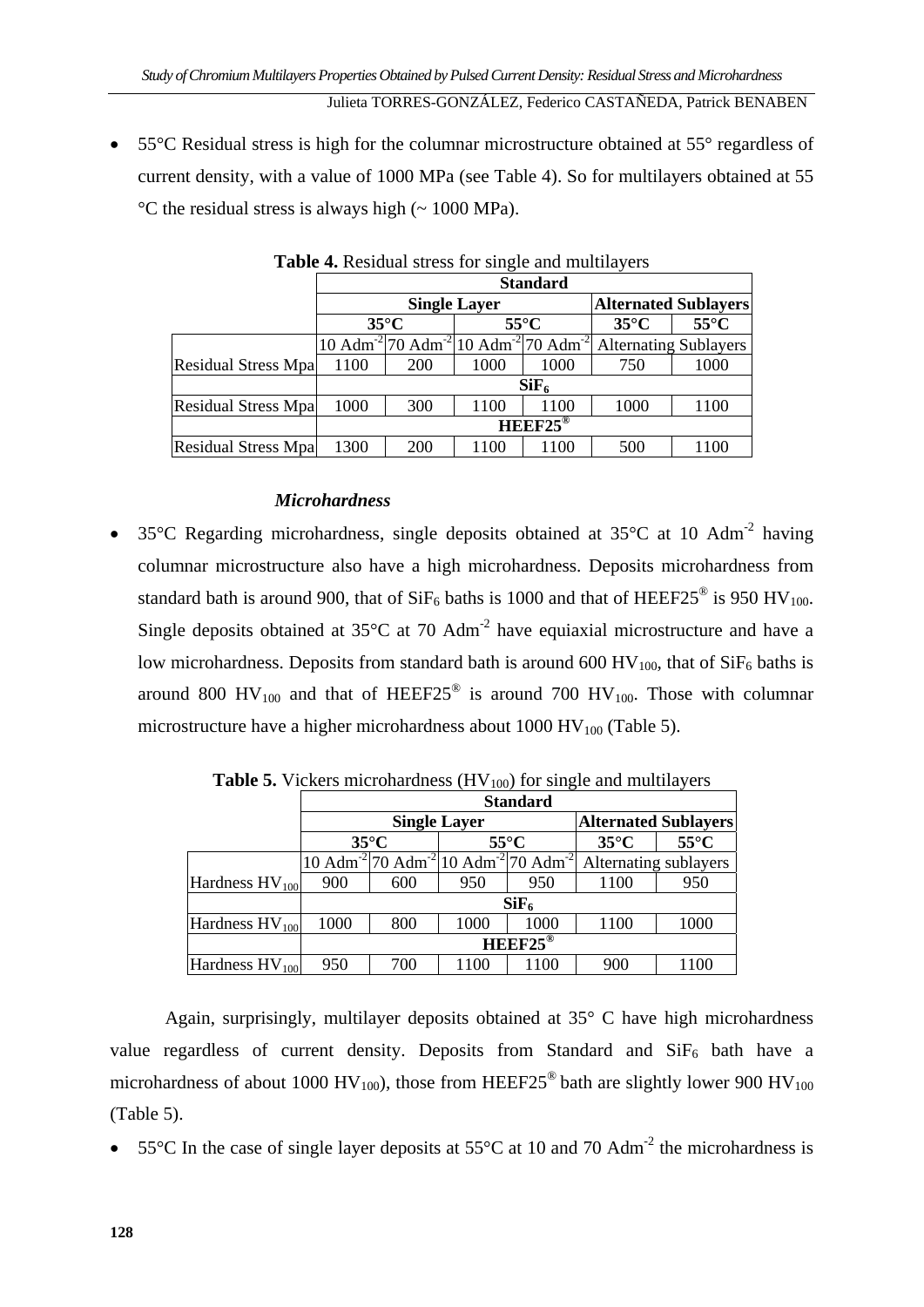- 55°C Residual stress is high for the columnar microstructure obtained at 55° regardless of current density, with a value of 1000 MPa (see Table 4). So for multilayers obtained at 55 °C the residual stress is always high (~ 1000 MPa).

**Table 4.** Residual stress for single and multilayers

| | **Standard** | | | | | |
|---|---|---|---|---|---|---|
| | **Single Layer** | | | | **Alternated Sublayers** | |
| | **35°C** | | **55°C** | | **35°C** | **55°C** |
| | 10 $Adm^{-2}$ | 70 $Adm^{-2}$ | 10 $Adm^{-2}$ | 70 $Adm^{-2}$ | Alternating Sublayers | |
| Residual Stress Mpa | 1100 | 200 | 1000 | 1000 | 750 | 1000 |
| | **$SiF_6$** | | | | | |
| Residual Stress Mpa | 1000 | 300 | 1100 | 1100 | 1000 | 1100 |
| | **HEEF25®** | | | | | |
| Residual Stress Mpa | 1300 | 200 | 1100 | 1100 | 500 | 1100 |

### *Microhardness*

- 35°C Regarding microhardness, single deposits obtained at 35°C at 10 $Adm^{-2}$ having columnar microstructure also have a high microhardness. Deposits microhardness from standard bath is around 900, that of $SiF_6$ baths is 1000 and that of HEEF25® is 950 $HV_{100}$. Single deposits obtained at 35°C at 70 $Adm^{-2}$ have equiaxial microstructure and have a low microhardness. Deposits from standard bath is around 600 $HV_{100}$, that of $SiF_6$ baths is around 800 $HV_{100}$ and that of HEEF25® is around 700 $HV_{100}$. Those with columnar microstructure have a higher microhardness about 1000 $HV_{100}$ (Table 5).

**Table 5.** Vickers microhardness ($HV_{100}$) for single and multilayers

| | **Standard** | | | | | |
|---|---|---|---|---|---|---|
| | **Single Layer** | | | | **Alternated Sublayers** | |
| | **35°C** | | **55°C** | | **35°C** | **55°C** |
| | 10 $Adm^{-2}$ | 70 $Adm^{-2}$ | 10 $Adm^{-2}$ | 70 $Adm^{-2}$ | Alternating sublayers | |
| Hardness $HV_{100}$ | 900 | 600 | 950 | 950 | 1100 | 950 |
| | **$SiF_6$** | | | | | |
| Hardness $HV_{100}$ | 1000 | 800 | 1000 | 1000 | 1100 | 1000 |
| | **HEEF25®** | | | | | |
| Hardness $HV_{100}$ | 950 | 700 | 1100 | 1100 | 900 | 1100 |

Again, surprisingly, multilayer deposits obtained at 35° C have high microhardness value regardless of current density. Deposits from Standard and $SiF_6$ bath have a microhardness of about 1000 $HV_{100}$), those from HEEF25® bath are slightly lower 900 $HV_{100}$ (Table 5).

- 55°C In the case of single layer deposits at 55°C at 10 and 70 $Adm^{-2}$ the microhardness is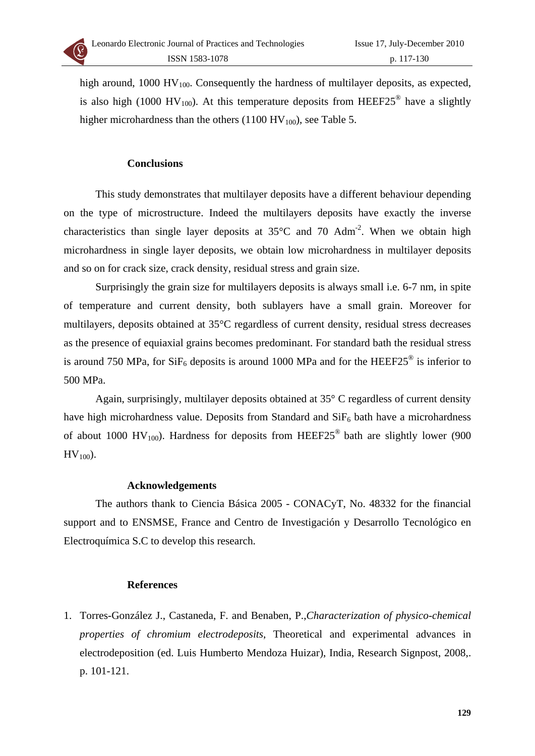high around, 1000 $HV_{100}$. Consequently the hardness of multilayer deposits, as expected, is also high (1000 $HV_{100}$). At this temperature deposits from HEEF25® have a slightly higher microhardness than the others (1100 $HV_{100}$), see Table 5.

## Conclusions

This study demonstrates that multilayer deposits have a different behaviour depending on the type of microstructure. Indeed the multilayers deposits have exactly the inverse characteristics than single layer deposits at 35°C and 70 $Adm^{-2}$. When we obtain high microhardness in single layer deposits, we obtain low microhardness in multilayer deposits and so on for crack size, crack density, residual stress and grain size.

Surprisingly the grain size for multilayers deposits is always small i.e. 6-7 nm, in spite of temperature and current density, both sublayers have a small grain. Moreover for multilayers, deposits obtained at 35°C regardless of current density, residual stress decreases as the presence of equiaxial grains becomes predominant. For standard bath the residual stress is around 750 MPa, for $SiF_6$ deposits is around 1000 MPa and for the HEEF25® is inferior to 500 MPa.

Again, surprisingly, multilayer deposits obtained at 35° C regardless of current density have high microhardness value. Deposits from Standard and $SiF_6$ bath have a microhardness of about 1000 $HV_{100}$). Hardness for deposits from HEEF25® bath are slightly lower (900 $HV_{100}$).

## Acknowledgements

The authors thank to Ciencia Básica 2005 - CONACyT, No. 48332 for the financial support and to ENSMSE, France and Centro de Investigación y Desarrollo Tecnológico en Electroquímica S.C to develop this research.

## References

1. Torres-González J., Castaneda, F. and Benaben, P.,*Characterization of physico-chemical properties of chromium electrodeposits*, Theoretical and experimental advances in electrodeposition (ed. Luis Humberto Mendoza Huizar), India, Research Signpost, 2008,. p. 101-121.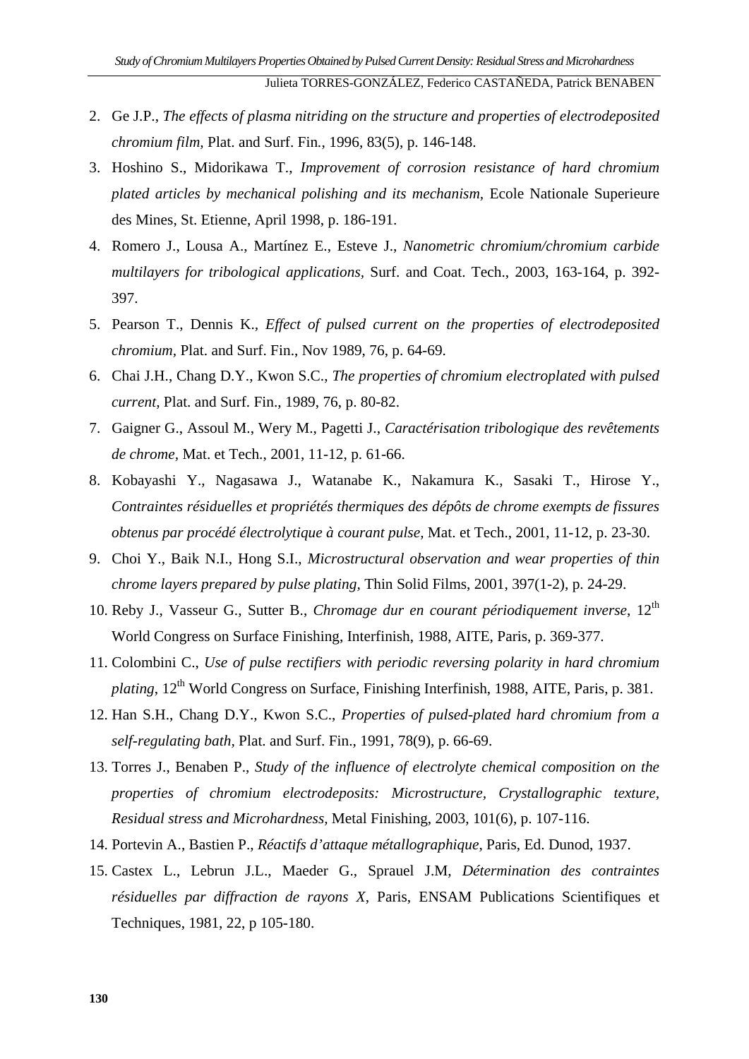2. Ge J.P., *The effects of plasma nitriding on the structure and properties of electrodeposited chromium film,* Plat. and Surf. Fin., 1996, 83(5), p. 146-148.
3. Hoshino S., Midorikawa T., *Improvement of corrosion resistance of hard chromium plated articles by mechanical polishing and its mechanism*, Ecole Nationale Superieure des Mines, St. Etienne, April 1998, p. 186-191.
4. Romero J., Lousa A., Martínez E., Esteve J., *Nanometric chromium/chromium carbide multilayers for tribological applications,* Surf. and Coat. Tech., 2003, 163-164, p. 392-397.
5. Pearson T., Dennis K., *Effect of pulsed current on the properties of electrodeposited chromium,* Plat. and Surf. Fin., Nov 1989, 76, p. 64-69.
6. Chai J.H., Chang D.Y., Kwon S.C., *The properties of chromium electroplated with pulsed current,* Plat. and Surf. Fin., 1989, 76, p. 80-82.
7. Gaigner G., Assoul M., Wery M., Pagetti J., *Caractérisation tribologique des revêtements de chrome,* Mat. et Tech., 2001, 11-12, p. 61-66.
8. Kobayashi Y., Nagasawa J., Watanabe K., Nakamura K., Sasaki T., Hirose Y., *Contraintes résiduelles et propriétés thermiques des dépôts de chrome exempts de fissures obtenus par procédé électrolytique à courant pulse,* Mat. et Tech., 2001, 11-12, p. 23-30.
9. Choi Y., Baik N.I., Hong S.I., *Microstructural observation and wear properties of thin chrome layers prepared by pulse plating,* Thin Solid Films, 2001, 397(1-2), p. 24-29.
10. Reby J., Vasseur G., Sutter B., *Chromage dur en courant périodiquement inverse*, 12th World Congress on Surface Finishing, Interfinish, 1988, AITE, Paris, p. 369-377.
11. Colombini C., *Use of pulse rectifiers with periodic reversing polarity in hard chromium plating*, 12th World Congress on Surface, Finishing Interfinish, 1988, AITE, Paris, p. 381.
12. Han S.H., Chang D.Y., Kwon S.C., *Properties of pulsed-plated hard chromium from a self-regulating bath*, Plat. and Surf. Fin., 1991, 78(9), p. 66-69.
13. Torres J., Benaben P., *Study of the influence of electrolyte chemical composition on the properties of chromium electrodeposits: Microstructure, Crystallographic texture, Residual stress and Microhardness*, Metal Finishing, 2003, 101(6), p. 107-116.
14. Portevin A., Bastien P., *Réactifs d'attaque métallographique*, Paris, Ed. Dunod, 1937.
15. Castex L., Lebrun J.L., Maeder G., Sprauel J.M, *Détermination des contraintes résiduelles par diffraction de rayons X*, Paris, ENSAM Publications Scientifiques et Techniques, 1981, 22, p 105-180.